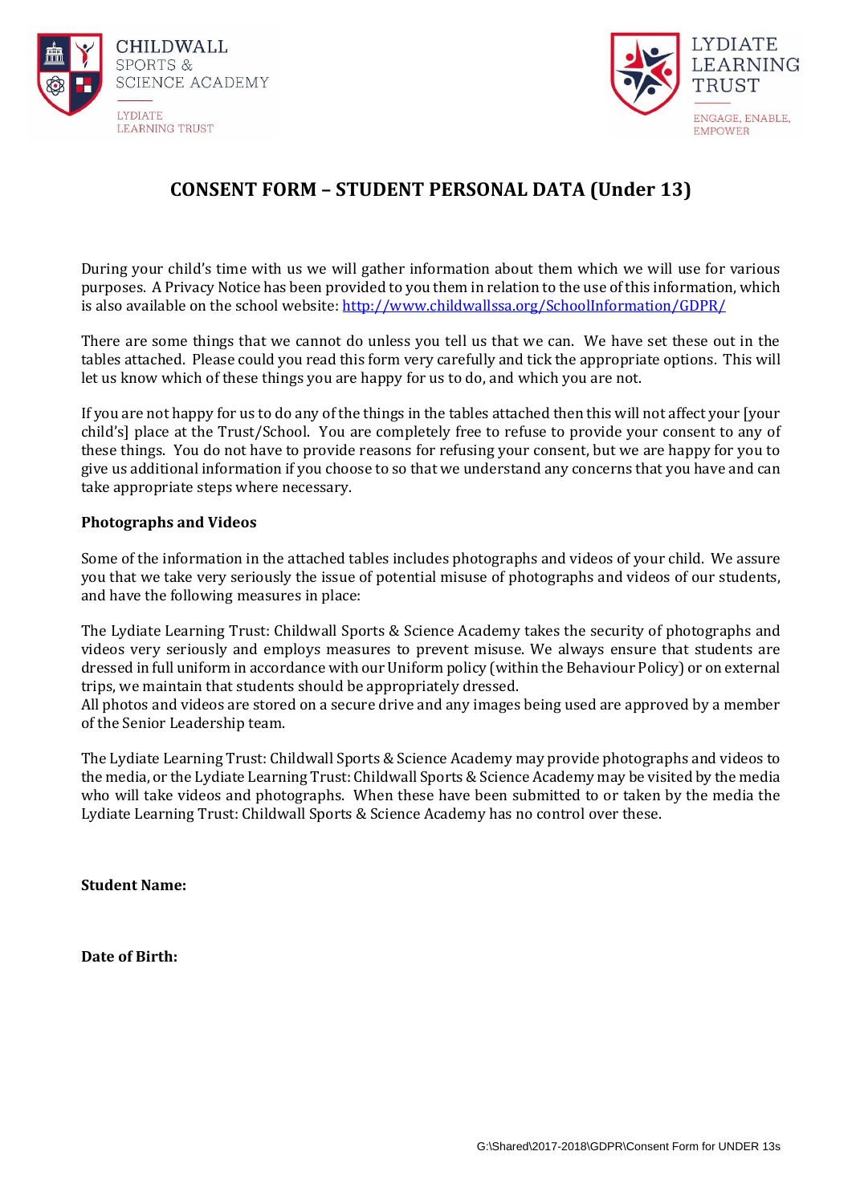CHILDWALL SPORTS & SCIENCE ACADEMY

LYDIATE LEARNING TRUST

LYDIATE LEARNING TRUST

ENGAGE, ENABLE, EMPOWER

# CONSENT FORM – STUDENT PERSONAL DATA (Under 13)

During your child's time with us we will gather information about them which we will use for various purposes. A Privacy Notice has been provided to you them in relation to the use of this information, which is also available on the school website: [http://www.childwallssa.org/SchoolInformation/GDPR/](http://www.childwallssa.org/SchoolInformation/GDPR/)

There are some things that we cannot do unless you tell us that we can. We have set these out in the tables attached. Please could you read this form very carefully and tick the appropriate options. This will let us know which of these things you are happy for us to do, and which you are not.

If you are not happy for us to do any of the things in the tables attached then this will not affect your [your child's] place at the Trust/School. You are completely free to refuse to provide your consent to any of these things. You do not have to provide reasons for refusing your consent, but we are happy for you to give us additional information if you choose to so that we understand any concerns that you have and can take appropriate steps where necessary.

**Photographs and Videos**

Some of the information in the attached tables includes photographs and videos of your child. We assure you that we take very seriously the issue of potential misuse of photographs and videos of our students, and have the following measures in place:

The Lydiate Learning Trust: Childwall Sports & Science Academy takes the security of photographs and videos very seriously and employs measures to prevent misuse. We always ensure that students are dressed in full uniform in accordance with our Uniform policy (within the Behaviour Policy) or on external trips, we maintain that students should be appropriately dressed.
All photos and videos are stored on a secure drive and any images being used are approved by a member of the Senior Leadership team.

The Lydiate Learning Trust: Childwall Sports & Science Academy may provide photographs and videos to the media, or the Lydiate Learning Trust: Childwall Sports & Science Academy may be visited by the media who will take videos and photographs. When these have been submitted to or taken by the media the Lydiate Learning Trust: Childwall Sports & Science Academy has no control over these.

**Student Name:**

**Date of Birth:**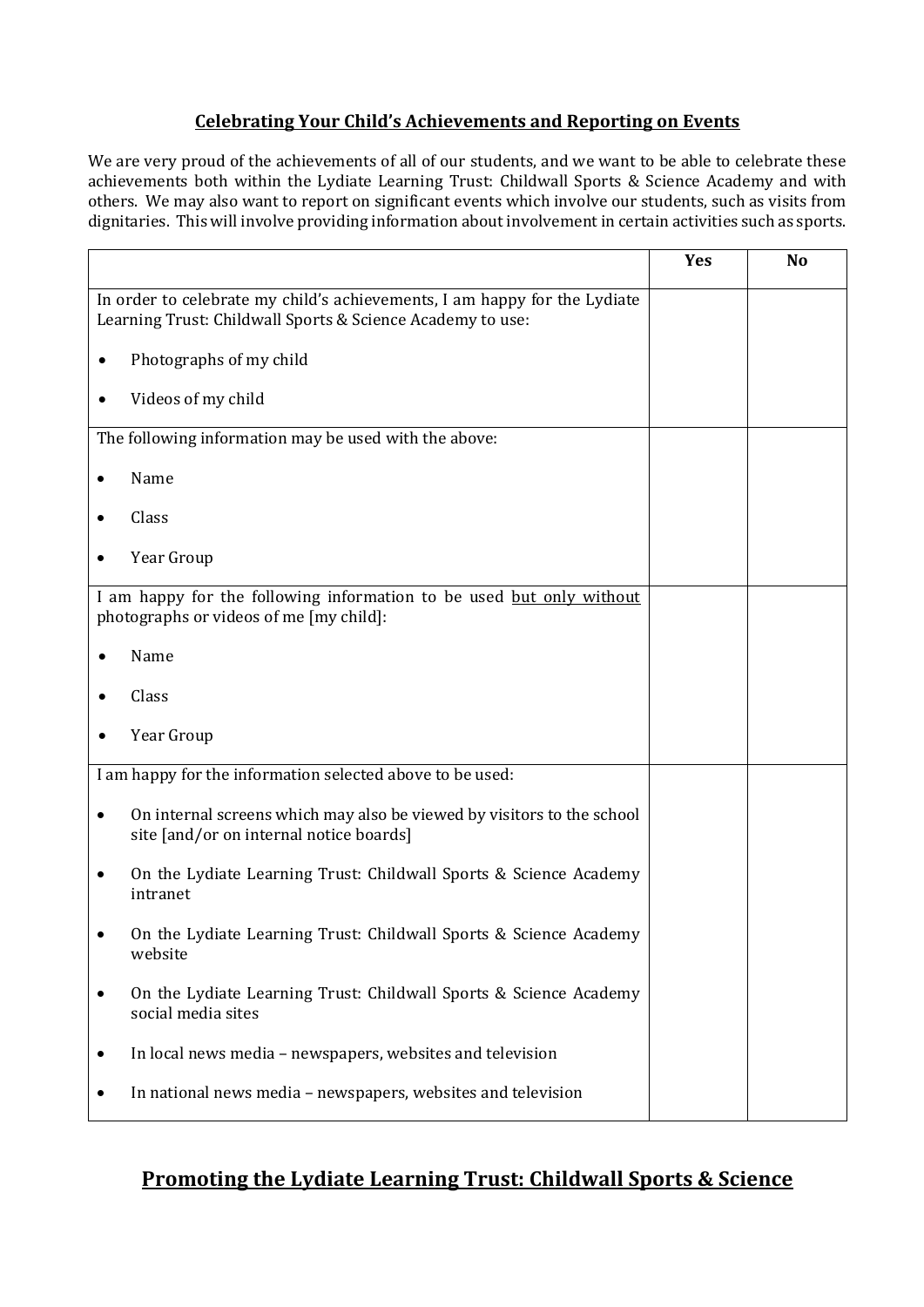## Celebrating Your Child's Achievements and Reporting on Events

We are very proud of the achievements of all of our students, and we want to be able to celebrate these achievements both within the Lydiate Learning Trust: Childwall Sports & Science Academy and with others. We may also want to report on significant events which involve our students, such as visits from dignitaries. This will involve providing information about involvement in certain activities such as sports.

| | Yes | No |
|---|---|---|
| In order to celebrate my child's achievements, I am happy for the Lydiate Learning Trust: Childwall Sports & Science Academy to use:<br>• Photographs of my child<br>• Videos of my child | | |
| The following information may be used with the above:<br>• Name<br>• Class<br>• Year Group | | |
| I am happy for the following information to be used <u>but only without</u> photographs or videos of me [my child]:<br>• Name<br>• Class<br>• Year Group | | |
| I am happy for the information selected above to be used:<br>• On internal screens which may also be viewed by visitors to the school site [and/or on internal notice boards]<br>• On the Lydiate Learning Trust: Childwall Sports & Science Academy intranet<br>• On the Lydiate Learning Trust: Childwall Sports & Science Academy website<br>• On the Lydiate Learning Trust: Childwall Sports & Science Academy social media sites<br>• In local news media – newspapers, websites and television<br>• In national news media – newspapers, websites and television | | |

## Promoting the Lydiate Learning Trust: Childwall Sports & Science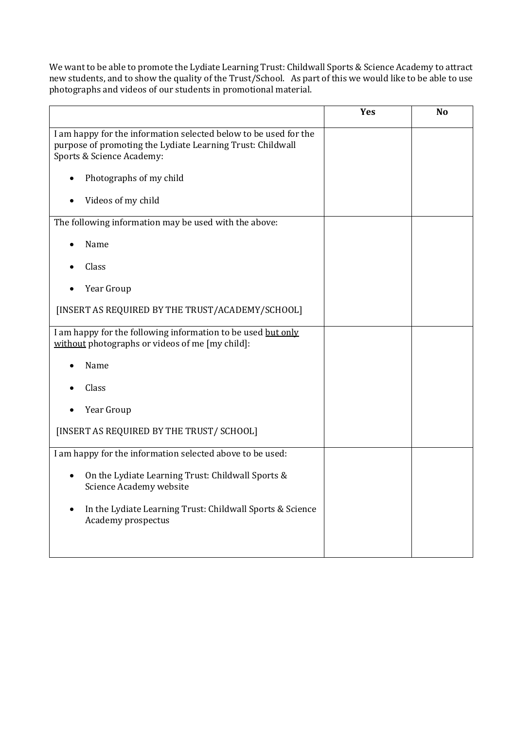We want to be able to promote the Lydiate Learning Trust: Childwall Sports & Science Academy to attract new students, and to show the quality of the Trust/School. As part of this we would like to be able to use photographs and videos of our students in promotional material.

| | Yes | No |
|---|---|---|
| I am happy for the information selected below to be used for the purpose of promoting the Lydiate Learning Trust: Childwall Sports & Science Academy:<br><br>• Photographs of my child<br><br>• Videos of my child | | |
| The following information may be used with the above:<br><br>• Name<br><br>• Class<br><br>• Year Group<br><br>[INSERT AS REQUIRED BY THE TRUST/ACADEMY/SCHOOL] | | |
| I am happy for the following information to be used <u>but only without</u> photographs or videos of me [my child]:<br><br>• Name<br><br>• Class<br><br>• Year Group<br><br>[INSERT AS REQUIRED BY THE TRUST/ SCHOOL] | | |
| I am happy for the information selected above to be used:<br><br>• On the Lydiate Learning Trust: Childwall Sports & Science Academy website<br><br>• In the Lydiate Learning Trust: Childwall Sports & Science Academy prospectus | | |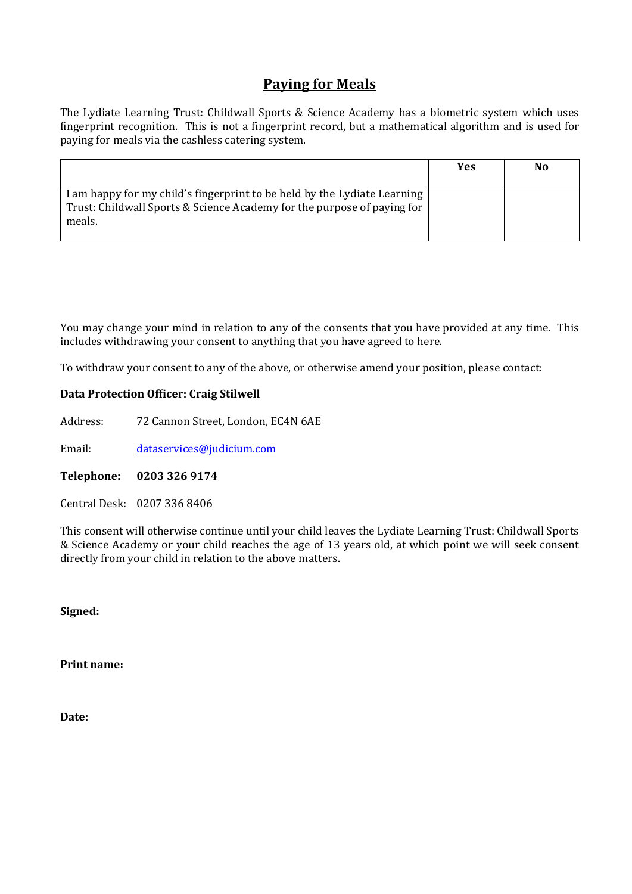# Paying for Meals

The Lydiate Learning Trust: Childwall Sports & Science Academy has a biometric system which uses fingerprint recognition. This is not a fingerprint record, but a mathematical algorithm and is used for paying for meals via the cashless catering system.

| | Yes | No |
|---|---|---|
| I am happy for my child's fingerprint to be held by the Lydiate Learning Trust: Childwall Sports & Science Academy for the purpose of paying for meals. | | |

You may change your mind in relation to any of the consents that you have provided at any time. This includes withdrawing your consent to anything that you have agreed to here.

To withdraw your consent to any of the above, or otherwise amend your position, please contact:

**Data Protection Officer: Craig Stilwell**

Address: 72 Cannon Street, London, EC4N 6AE

Email: dataservices@judicium.com

**Telephone: 0203 326 9174**

Central Desk: 0207 336 8406

This consent will otherwise continue until your child leaves the Lydiate Learning Trust: Childwall Sports & Science Academy or your child reaches the age of 13 years old, at which point we will seek consent directly from your child in relation to the above matters.

**Signed:**

**Print name:**

**Date:**